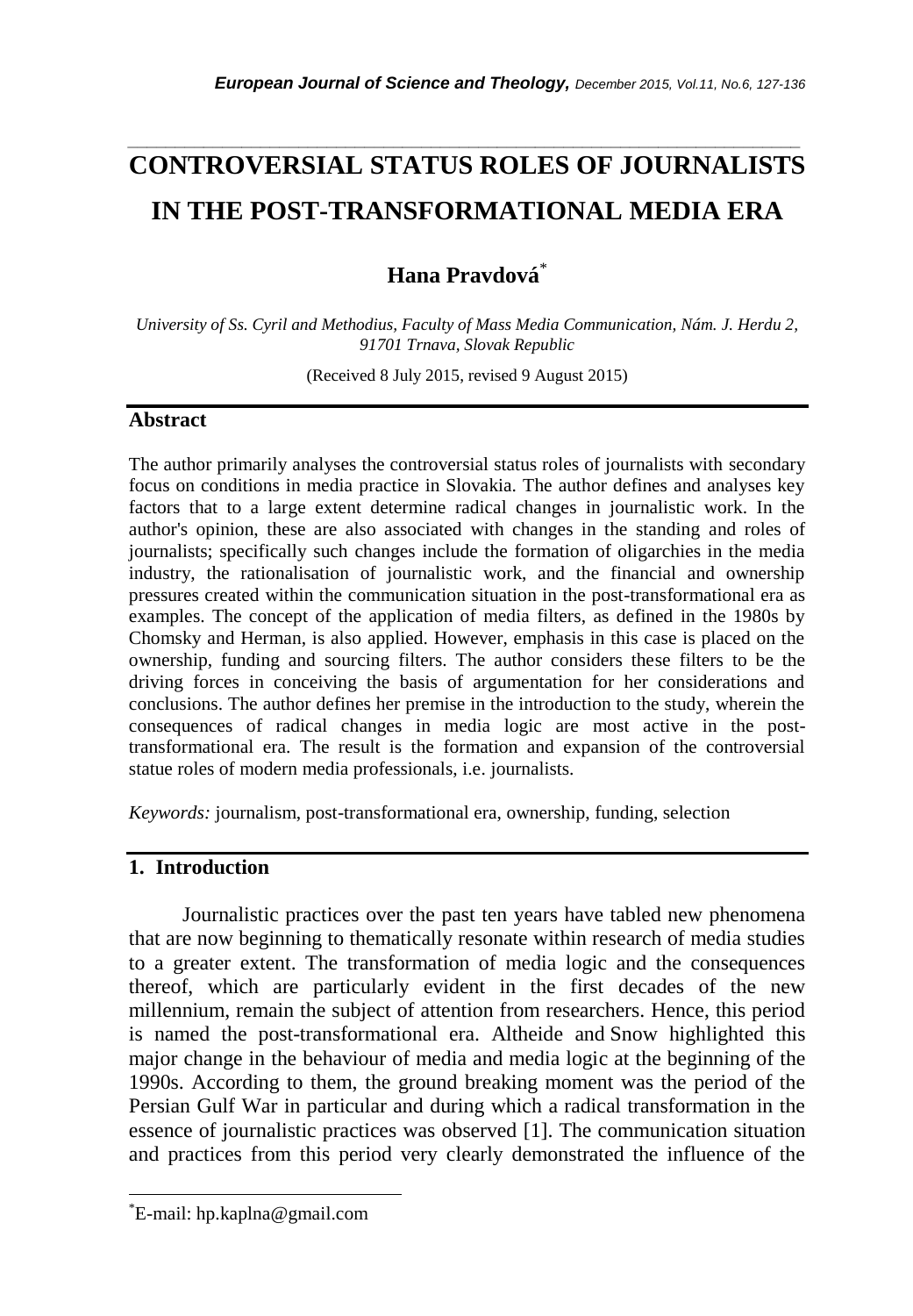# CONTROVERSIAL STATUS ROLES OF JOURNALISTS IN THE POST-TRANSFORMATIONAL MEDIA ERA

**Hana Pravdová***

*University of Ss. Cyril and Methodius, Faculty of Mass Media Communication, Nám. J. Herdu 2, 91701 Trnava, Slovak Republic*

(Received 8 July 2015, revised 9 August 2015)

## Abstract

The author primarily analyses the controversial status roles of journalists with secondary focus on conditions in media practice in Slovakia. The author defines and analyses key factors that to a large extent determine radical changes in journalistic work. In the author's opinion, these are also associated with changes in the standing and roles of journalists; specifically such changes include the formation of oligarchies in the media industry, the rationalisation of journalistic work, and the financial and ownership pressures created within the communication situation in the post-transformational era as examples. The concept of the application of media filters, as defined in the 1980s by Chomsky and Herman, is also applied. However, emphasis in this case is placed on the ownership, funding and sourcing filters. The author considers these filters to be the driving forces in conceiving the basis of argumentation for her considerations and conclusions. The author defines her premise in the introduction to the study, wherein the consequences of radical changes in media logic are most active in the post-transformational era. The result is the formation and expansion of the controversial statue roles of modern media professionals, i.e. journalists.

*Keywords:* journalism, post-transformational era, ownership, funding, selection

## 1. Introduction

Journalistic practices over the past ten years have tabled new phenomena that are now beginning to thematically resonate within research of media studies to a greater extent. The transformation of media logic and the consequences thereof, which are particularly evident in the first decades of the new millennium, remain the subject of attention from researchers. Hence, this period is named the post-transformational era. Altheide and Snow highlighted this major change in the behaviour of media and media logic at the beginning of the 1990s. According to them, the ground breaking moment was the period of the Persian Gulf War in particular and during which a radical transformation in the essence of journalistic practices was observed [1]. The communication situation and practices from this period very clearly demonstrated the influence of the

*E-mail: hp.kaplna@gmail.com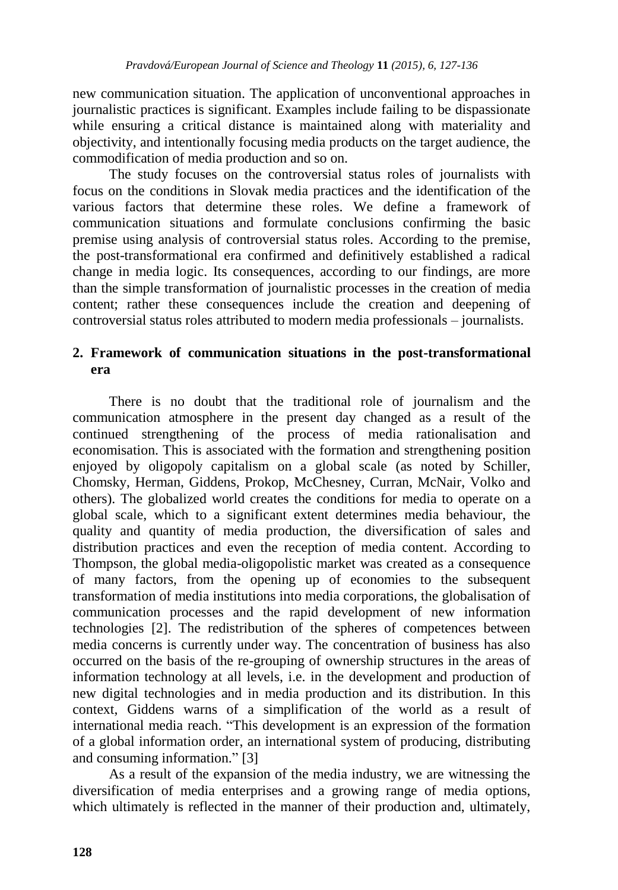new communication situation. The application of unconventional approaches in journalistic practices is significant. Examples include failing to be dispassionate while ensuring a critical distance is maintained along with materiality and objectivity, and intentionally focusing media products on the target audience, the commodification of media production and so on.

The study focuses on the controversial status roles of journalists with focus on the conditions in Slovak media practices and the identification of the various factors that determine these roles. We define a framework of communication situations and formulate conclusions confirming the basic premise using analysis of controversial status roles. According to the premise, the post-transformational era confirmed and definitively established a radical change in media logic. Its consequences, according to our findings, are more than the simple transformation of journalistic processes in the creation of media content; rather these consequences include the creation and deepening of controversial status roles attributed to modern media professionals – journalists.

## 2. Framework of communication situations in the post-transformational era

There is no doubt that the traditional role of journalism and the communication atmosphere in the present day changed as a result of the continued strengthening of the process of media rationalisation and economisation. This is associated with the formation and strengthening position enjoyed by oligopoly capitalism on a global scale (as noted by Schiller, Chomsky, Herman, Giddens, Prokop, McChesney, Curran, McNair, Volko and others). The globalized world creates the conditions for media to operate on a global scale, which to a significant extent determines media behaviour, the quality and quantity of media production, the diversification of sales and distribution practices and even the reception of media content. According to Thompson, the global media-oligopolistic market was created as a consequence of many factors, from the opening up of economies to the subsequent transformation of media institutions into media corporations, the globalisation of communication processes and the rapid development of new information technologies [2]. The redistribution of the spheres of competences between media concerns is currently under way. The concentration of business has also occurred on the basis of the re-grouping of ownership structures in the areas of information technology at all levels, i.e. in the development and production of new digital technologies and in media production and its distribution. In this context, Giddens warns of a simplification of the world as a result of international media reach. "This development is an expression of the formation of a global information order, an international system of producing, distributing and consuming information." [3]

As a result of the expansion of the media industry, we are witnessing the diversification of media enterprises and a growing range of media options, which ultimately is reflected in the manner of their production and, ultimately,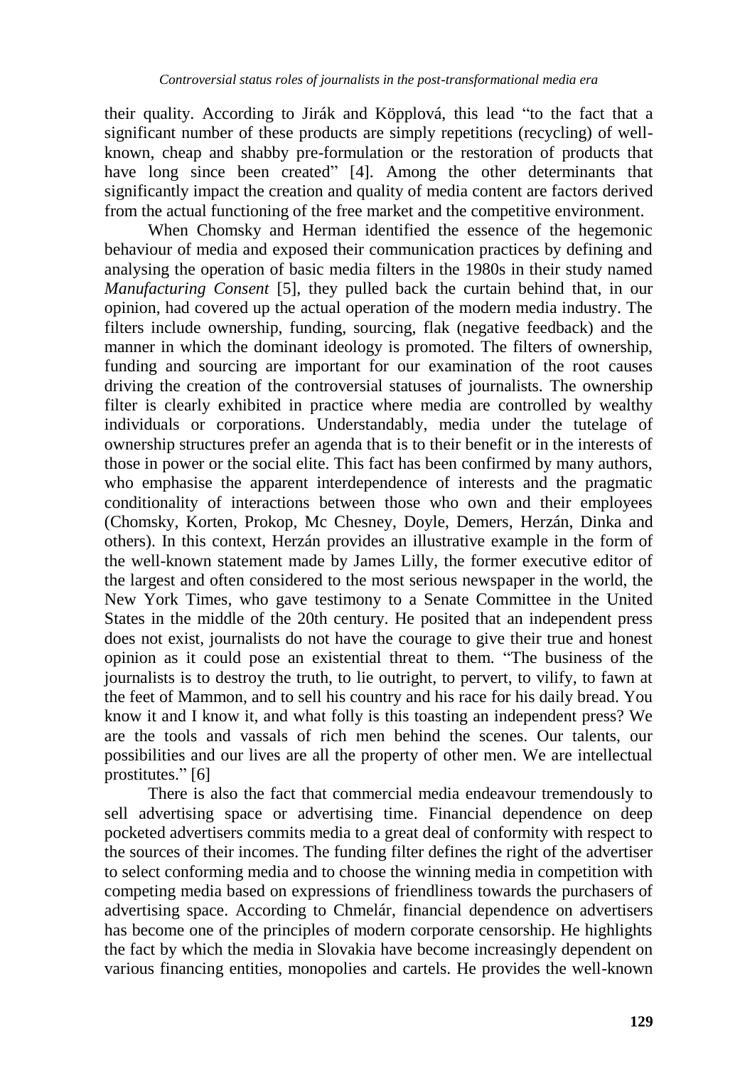their quality. According to Jirák and Köpplová, this lead "to the fact that a significant number of these products are simply repetitions (recycling) of well-known, cheap and shabby pre-formulation or the restoration of products that have long since been created" [4]. Among the other determinants that significantly impact the creation and quality of media content are factors derived from the actual functioning of the free market and the competitive environment.

When Chomsky and Herman identified the essence of the hegemonic behaviour of media and exposed their communication practices by defining and analysing the operation of basic media filters in the 1980s in their study named *Manufacturing Consent* [5], they pulled back the curtain behind that, in our opinion, had covered up the actual operation of the modern media industry. The filters include ownership, funding, sourcing, flak (negative feedback) and the manner in which the dominant ideology is promoted. The filters of ownership, funding and sourcing are important for our examination of the root causes driving the creation of the controversial statuses of journalists. The ownership filter is clearly exhibited in practice where media are controlled by wealthy individuals or corporations. Understandably, media under the tutelage of ownership structures prefer an agenda that is to their benefit or in the interests of those in power or the social elite. This fact has been confirmed by many authors, who emphasise the apparent interdependence of interests and the pragmatic conditionality of interactions between those who own and their employees (Chomsky, Korten, Prokop, Mc Chesney, Doyle, Demers, Herzán, Dinka and others). In this context, Herzán provides an illustrative example in the form of the well-known statement made by James Lilly, the former executive editor of the largest and often considered to the most serious newspaper in the world, the New York Times, who gave testimony to a Senate Committee in the United States in the middle of the 20th century. He posited that an independent press does not exist, journalists do not have the courage to give their true and honest opinion as it could pose an existential threat to them. "The business of the journalists is to destroy the truth, to lie outright, to pervert, to vilify, to fawn at the feet of Mammon, and to sell his country and his race for his daily bread. You know it and I know it, and what folly is this toasting an independent press? We are the tools and vassals of rich men behind the scenes. Our talents, our possibilities and our lives are all the property of other men. We are intellectual prostitutes." [6]

There is also the fact that commercial media endeavour tremendously to sell advertising space or advertising time. Financial dependence on deep pocketed advertisers commits media to a great deal of conformity with respect to the sources of their incomes. The funding filter defines the right of the advertiser to select conforming media and to choose the winning media in competition with competing media based on expressions of friendliness towards the purchasers of advertising space. According to Chmelár, financial dependence on advertisers has become one of the principles of modern corporate censorship. He highlights the fact by which the media in Slovakia have become increasingly dependent on various financing entities, monopolies and cartels. He provides the well-known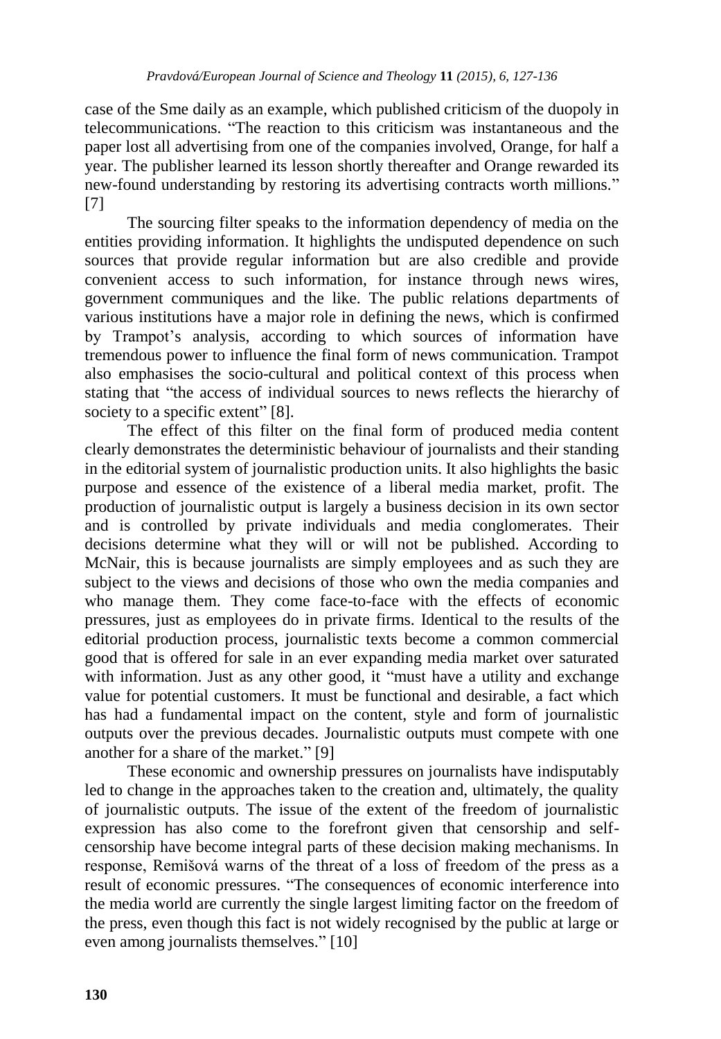case of the Sme daily as an example, which published criticism of the duopoly in telecommunications. "The reaction to this criticism was instantaneous and the paper lost all advertising from one of the companies involved, Orange, for half a year. The publisher learned its lesson shortly thereafter and Orange rewarded its new-found understanding by restoring its advertising contracts worth millions." [7]

The sourcing filter speaks to the information dependency of media on the entities providing information. It highlights the undisputed dependence on such sources that provide regular information but are also credible and provide convenient access to such information, for instance through news wires, government communiques and the like. The public relations departments of various institutions have a major role in defining the news, which is confirmed by Trampot's analysis, according to which sources of information have tremendous power to influence the final form of news communication. Trampot also emphasises the socio-cultural and political context of this process when stating that "the access of individual sources to news reflects the hierarchy of society to a specific extent" [8].

The effect of this filter on the final form of produced media content clearly demonstrates the deterministic behaviour of journalists and their standing in the editorial system of journalistic production units. It also highlights the basic purpose and essence of the existence of a liberal media market, profit. The production of journalistic output is largely a business decision in its own sector and is controlled by private individuals and media conglomerates. Their decisions determine what they will or will not be published. According to McNair, this is because journalists are simply employees and as such they are subject to the views and decisions of those who own the media companies and who manage them. They come face-to-face with the effects of economic pressures, just as employees do in private firms. Identical to the results of the editorial production process, journalistic texts become a common commercial good that is offered for sale in an ever expanding media market over saturated with information. Just as any other good, it "must have a utility and exchange value for potential customers. It must be functional and desirable, a fact which has had a fundamental impact on the content, style and form of journalistic outputs over the previous decades. Journalistic outputs must compete with one another for a share of the market." [9]

These economic and ownership pressures on journalists have indisputably led to change in the approaches taken to the creation and, ultimately, the quality of journalistic outputs. The issue of the extent of the freedom of journalistic expression has also come to the forefront given that censorship and self-censorship have become integral parts of these decision making mechanisms. In response, Remišová warns of the threat of a loss of freedom of the press as a result of economic pressures. "The consequences of economic interference into the media world are currently the single largest limiting factor on the freedom of the press, even though this fact is not widely recognised by the public at large or even among journalists themselves." [10]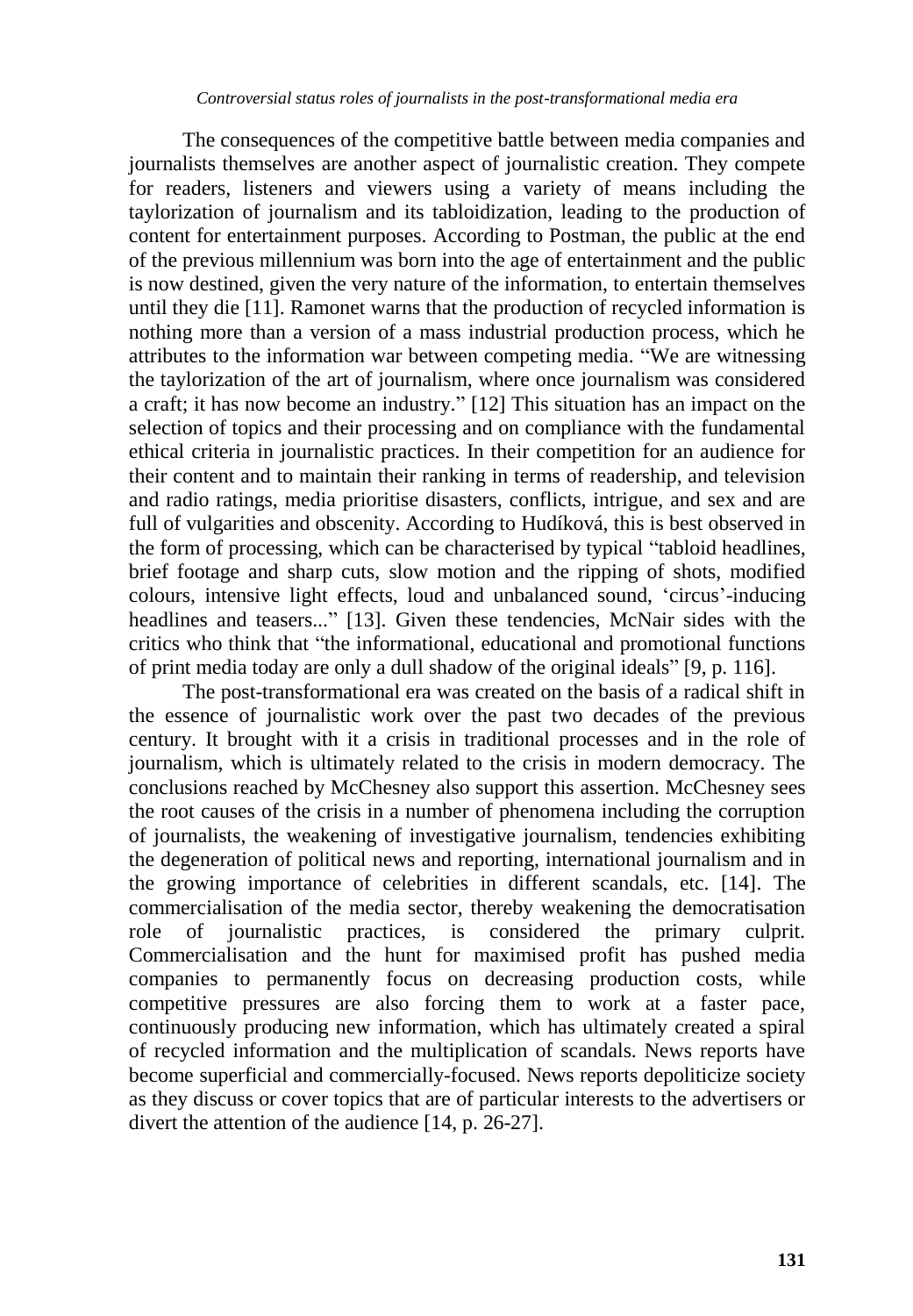The consequences of the competitive battle between media companies and journalists themselves are another aspect of journalistic creation. They compete for readers, listeners and viewers using a variety of means including the taylorization of journalism and its tabloidization, leading to the production of content for entertainment purposes. According to Postman, the public at the end of the previous millennium was born into the age of entertainment and the public is now destined, given the very nature of the information, to entertain themselves until they die [11]. Ramonet warns that the production of recycled information is nothing more than a version of a mass industrial production process, which he attributes to the information war between competing media. "We are witnessing the taylorization of the art of journalism, where once journalism was considered a craft; it has now become an industry." [12] This situation has an impact on the selection of topics and their processing and on compliance with the fundamental ethical criteria in journalistic practices. In their competition for an audience for their content and to maintain their ranking in terms of readership, and television and radio ratings, media prioritise disasters, conflicts, intrigue, and sex and are full of vulgarities and obscenity. According to Hudíková, this is best observed in the form of processing, which can be characterised by typical "tabloid headlines, brief footage and sharp cuts, slow motion and the ripping of shots, modified colours, intensive light effects, loud and unbalanced sound, 'circus'-inducing headlines and teasers..." [13]. Given these tendencies, McNair sides with the critics who think that "the informational, educational and promotional functions of print media today are only a dull shadow of the original ideals" [9, p. 116].

The post-transformational era was created on the basis of a radical shift in the essence of journalistic work over the past two decades of the previous century. It brought with it a crisis in traditional processes and in the role of journalism, which is ultimately related to the crisis in modern democracy. The conclusions reached by McChesney also support this assertion. McChesney sees the root causes of the crisis in a number of phenomena including the corruption of journalists, the weakening of investigative journalism, tendencies exhibiting the degeneration of political news and reporting, international journalism and in the growing importance of celebrities in different scandals, etc. [14]. The commercialisation of the media sector, thereby weakening the democratisation role of journalistic practices, is considered the primary culprit. Commercialisation and the hunt for maximised profit has pushed media companies to permanently focus on decreasing production costs, while competitive pressures are also forcing them to work at a faster pace, continuously producing new information, which has ultimately created a spiral of recycled information and the multiplication of scandals. News reports have become superficial and commercially-focused. News reports depoliticize society as they discuss or cover topics that are of particular interests to the advertisers or divert the attention of the audience [14, p. 26-27].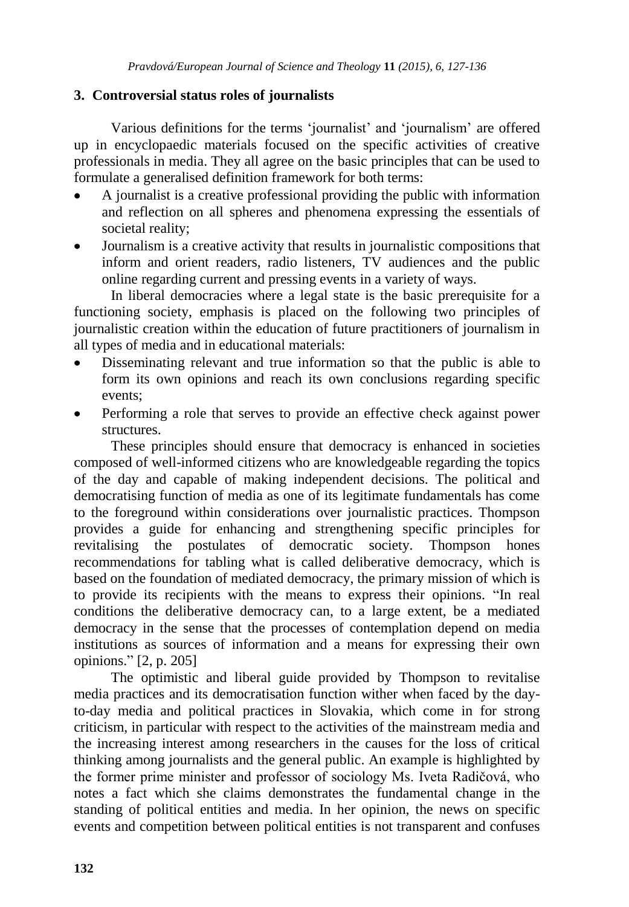## 3. Controversial status roles of journalists

Various definitions for the terms 'journalist' and 'journalism' are offered up in encyclopaedic materials focused on the specific activities of creative professionals in media. They all agree on the basic principles that can be used to formulate a generalised definition framework for both terms:

- A journalist is a creative professional providing the public with information and reflection on all spheres and phenomena expressing the essentials of societal reality;
- Journalism is a creative activity that results in journalistic compositions that inform and orient readers, radio listeners, TV audiences and the public online regarding current and pressing events in a variety of ways.

In liberal democracies where a legal state is the basic prerequisite for a functioning society, emphasis is placed on the following two principles of journalistic creation within the education of future practitioners of journalism in all types of media and in educational materials:

- Disseminating relevant and true information so that the public is able to form its own opinions and reach its own conclusions regarding specific events;
- Performing a role that serves to provide an effective check against power structures.

These principles should ensure that democracy is enhanced in societies composed of well-informed citizens who are knowledgeable regarding the topics of the day and capable of making independent decisions. The political and democratising function of media as one of its legitimate fundamentals has come to the foreground within considerations over journalistic practices. Thompson provides a guide for enhancing and strengthening specific principles for revitalising the postulates of democratic society. Thompson hones recommendations for tabling what is called deliberative democracy, which is based on the foundation of mediated democracy, the primary mission of which is to provide its recipients with the means to express their opinions. "In real conditions the deliberative democracy can, to a large extent, be a mediated democracy in the sense that the processes of contemplation depend on media institutions as sources of information and a means for expressing their own opinions." [2, p. 205]

The optimistic and liberal guide provided by Thompson to revitalise media practices and its democratisation function wither when faced by the day-to-day media and political practices in Slovakia, which come in for strong criticism, in particular with respect to the activities of the mainstream media and the increasing interest among researchers in the causes for the loss of critical thinking among journalists and the general public. An example is highlighted by the former prime minister and professor of sociology Ms. Iveta Radičová, who notes a fact which she claims demonstrates the fundamental change in the standing of political entities and media. In her opinion, the news on specific events and competition between political entities is not transparent and confuses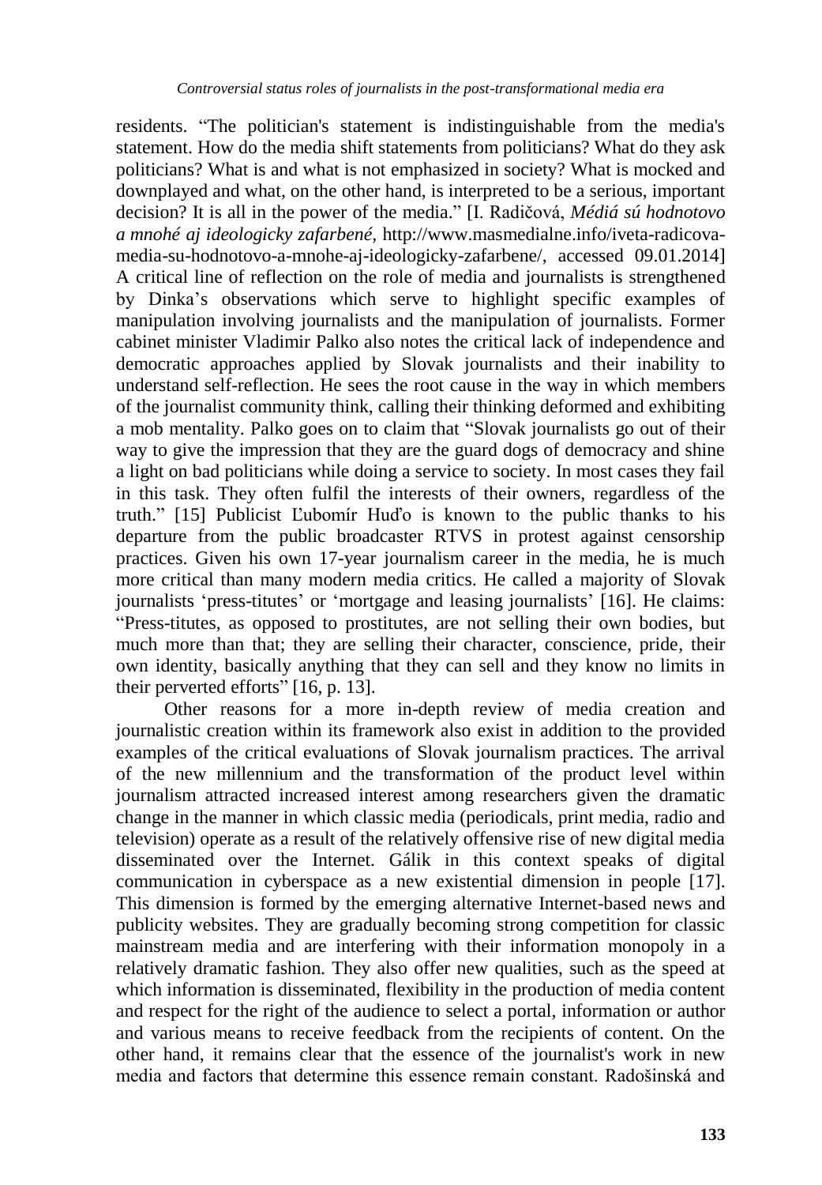residents. "The politician's statement is indistinguishable from the media's statement. How do the media shift statements from politicians? What do they ask politicians? What is and what is not emphasized in society? What is mocked and downplayed and what, on the other hand, is interpreted to be a serious, important decision? It is all in the power of the media." [I. Radičová, *Médiá sú hodnotovo a mnohé aj ideologicky zafarbené*, http://www.masmedialne.info/iveta-radicova-media-su-hodnotovo-a-mnohe-aj-ideologicky-zafarbene/, accessed 09.01.2014] A critical line of reflection on the role of media and journalists is strengthened by Dinka's observations which serve to highlight specific examples of manipulation involving journalists and the manipulation of journalists. Former cabinet minister Vladimir Palko also notes the critical lack of independence and democratic approaches applied by Slovak journalists and their inability to understand self-reflection. He sees the root cause in the way in which members of the journalist community think, calling their thinking deformed and exhibiting a mob mentality. Palko goes on to claim that "Slovak journalists go out of their way to give the impression that they are the guard dogs of democracy and shine a light on bad politicians while doing a service to society. In most cases they fail in this task. They often fulfil the interests of their owners, regardless of the truth." [15] Publicist Ľubomír Huďo is known to the public thanks to his departure from the public broadcaster RTVS in protest against censorship practices. Given his own 17-year journalism career in the media, he is much more critical than many modern media critics. He called a majority of Slovak journalists 'press-titutes' or 'mortgage and leasing journalists' [16]. He claims: "Press-titutes, as opposed to prostitutes, are not selling their own bodies, but much more than that; they are selling their character, conscience, pride, their own identity, basically anything that they can sell and they know no limits in their perverted efforts" [16, p. 13].

Other reasons for a more in-depth review of media creation and journalistic creation within its framework also exist in addition to the provided examples of the critical evaluations of Slovak journalism practices. The arrival of the new millennium and the transformation of the product level within journalism attracted increased interest among researchers given the dramatic change in the manner in which classic media (periodicals, print media, radio and television) operate as a result of the relatively offensive rise of new digital media disseminated over the Internet. Gálik in this context speaks of digital communication in cyberspace as a new existential dimension in people [17]. This dimension is formed by the emerging alternative Internet-based news and publicity websites. They are gradually becoming strong competition for classic mainstream media and are interfering with their information monopoly in a relatively dramatic fashion. They also offer new qualities, such as the speed at which information is disseminated, flexibility in the production of media content and respect for the right of the audience to select a portal, information or author and various means to receive feedback from the recipients of content. On the other hand, it remains clear that the essence of the journalist's work in new media and factors that determine this essence remain constant. Radošinská and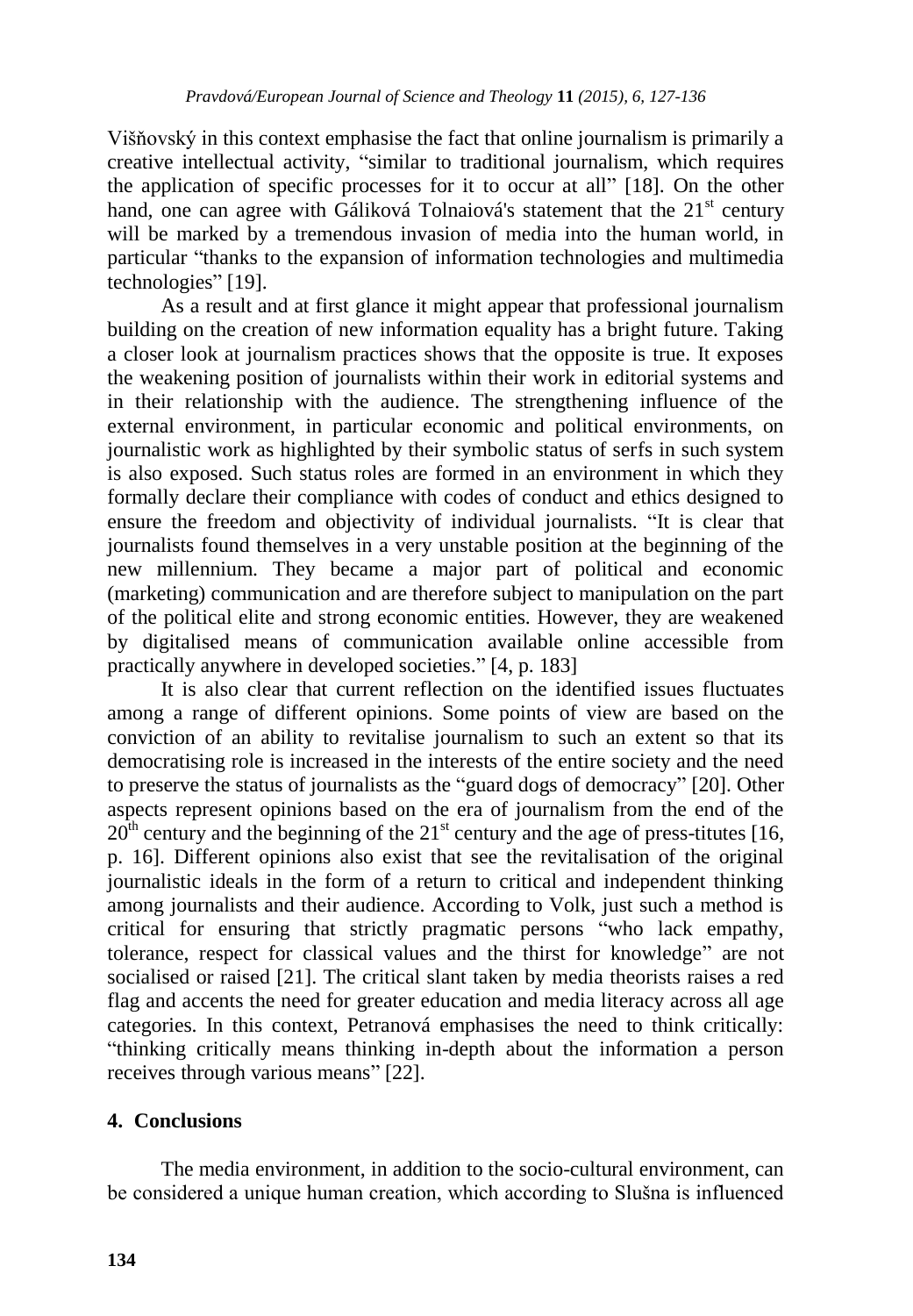Višňovský in this context emphasise the fact that online journalism is primarily a creative intellectual activity, "similar to traditional journalism, which requires the application of specific processes for it to occur at all" [18]. On the other hand, one can agree with Gáliková Tolnaiová's statement that the 21st century will be marked by a tremendous invasion of media into the human world, in particular "thanks to the expansion of information technologies and multimedia technologies" [19].

As a result and at first glance it might appear that professional journalism building on the creation of new information equality has a bright future. Taking a closer look at journalism practices shows that the opposite is true. It exposes the weakening position of journalists within their work in editorial systems and in their relationship with the audience. The strengthening influence of the external environment, in particular economic and political environments, on journalistic work as highlighted by their symbolic status of serfs in such system is also exposed. Such status roles are formed in an environment in which they formally declare their compliance with codes of conduct and ethics designed to ensure the freedom and objectivity of individual journalists. "It is clear that journalists found themselves in a very unstable position at the beginning of the new millennium. They became a major part of political and economic (marketing) communication and are therefore subject to manipulation on the part of the political elite and strong economic entities. However, they are weakened by digitalised means of communication available online accessible from practically anywhere in developed societies." [4, p. 183]

It is also clear that current reflection on the identified issues fluctuates among a range of different opinions. Some points of view are based on the conviction of an ability to revitalise journalism to such an extent so that its democratising role is increased in the interests of the entire society and the need to preserve the status of journalists as the "guard dogs of democracy" [20]. Other aspects represent opinions based on the era of journalism from the end of the 20th century and the beginning of the 21st century and the age of press-titutes [16, p. 16]. Different opinions also exist that see the revitalisation of the original journalistic ideals in the form of a return to critical and independent thinking among journalists and their audience. According to Volk, just such a method is critical for ensuring that strictly pragmatic persons "who lack empathy, tolerance, respect for classical values and the thirst for knowledge" are not socialised or raised [21]. The critical slant taken by media theorists raises a red flag and accents the need for greater education and media literacy across all age categories. In this context, Petranová emphasises the need to think critically: "thinking critically means thinking in-depth about the information a person receives through various means" [22].

## 4. Conclusions

The media environment, in addition to the socio-cultural environment, can be considered a unique human creation, which according to Slušna is influenced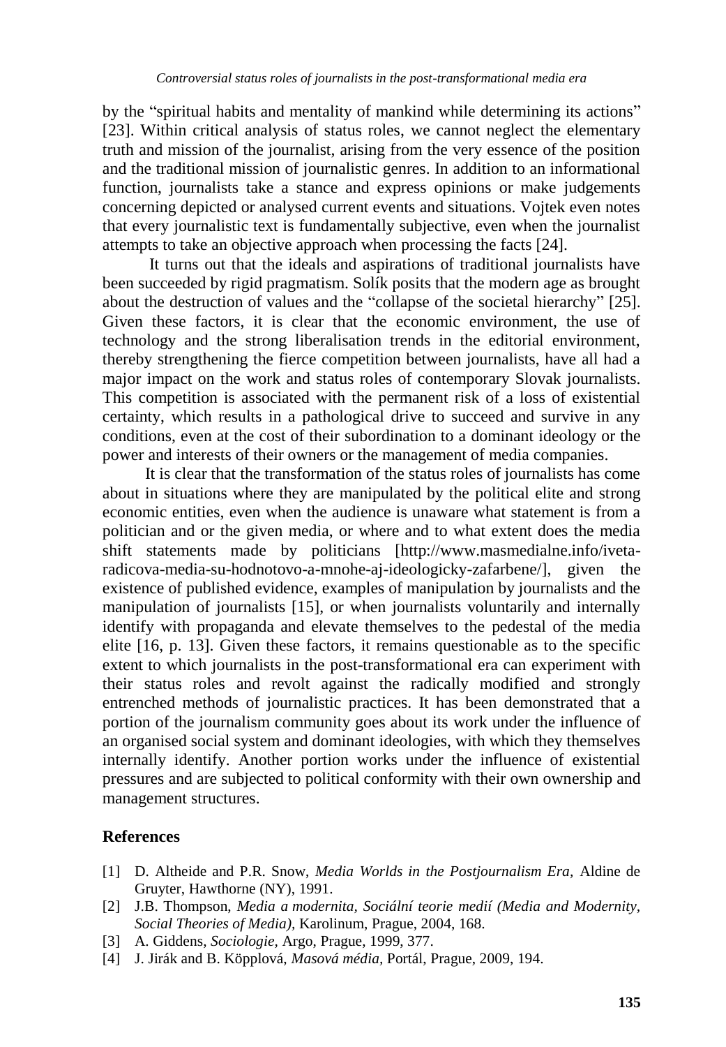by the "spiritual habits and mentality of mankind while determining its actions" [23]. Within critical analysis of status roles, we cannot neglect the elementary truth and mission of the journalist, arising from the very essence of the position and the traditional mission of journalistic genres. In addition to an informational function, journalists take a stance and express opinions or make judgements concerning depicted or analysed current events and situations. Vojtek even notes that every journalistic text is fundamentally subjective, even when the journalist attempts to take an objective approach when processing the facts [24].

It turns out that the ideals and aspirations of traditional journalists have been succeeded by rigid pragmatism. Solík posits that the modern age as brought about the destruction of values and the "collapse of the societal hierarchy" [25]. Given these factors, it is clear that the economic environment, the use of technology and the strong liberalisation trends in the editorial environment, thereby strengthening the fierce competition between journalists, have all had a major impact on the work and status roles of contemporary Slovak journalists. This competition is associated with the permanent risk of a loss of existential certainty, which results in a pathological drive to succeed and survive in any conditions, even at the cost of their subordination to a dominant ideology or the power and interests of their owners or the management of media companies.

It is clear that the transformation of the status roles of journalists has come about in situations where they are manipulated by the political elite and strong economic entities, even when the audience is unaware what statement is from a politician and or the given media, or where and to what extent does the media shift statements made by politicians [http://www.masmedialne.info/iveta-radicova-media-su-hodnotovo-a-mnohe-aj-ideologicky-zafarbene/], given the existence of published evidence, examples of manipulation by journalists and the manipulation of journalists [15], or when journalists voluntarily and internally identify with propaganda and elevate themselves to the pedestal of the media elite [16, p. 13]. Given these factors, it remains questionable as to the specific extent to which journalists in the post-transformational era can experiment with their status roles and revolt against the radically modified and strongly entrenched methods of journalistic practices. It has been demonstrated that a portion of the journalism community goes about its work under the influence of an organised social system and dominant ideologies, with which they themselves internally identify. Another portion works under the influence of existential pressures and are subjected to political conformity with their own ownership and management structures.

## References

[1] D. Altheide and P.R. Snow, *Media Worlds in the Postjournalism Era*, Aldine de Gruyter, Hawthorne (NY), 1991.

[2] J.B. Thompson, *Media a modernita, Sociální teorie medií (Media and Modernity, Social Theories of Media)*, Karolinum, Prague, 2004, 168.

[3] A. Giddens, *Sociologie*, Argo, Prague, 1999, 377.

[4] J. Jirák and B. Köpplová, *Masová média*, Portál, Prague, 2009, 194.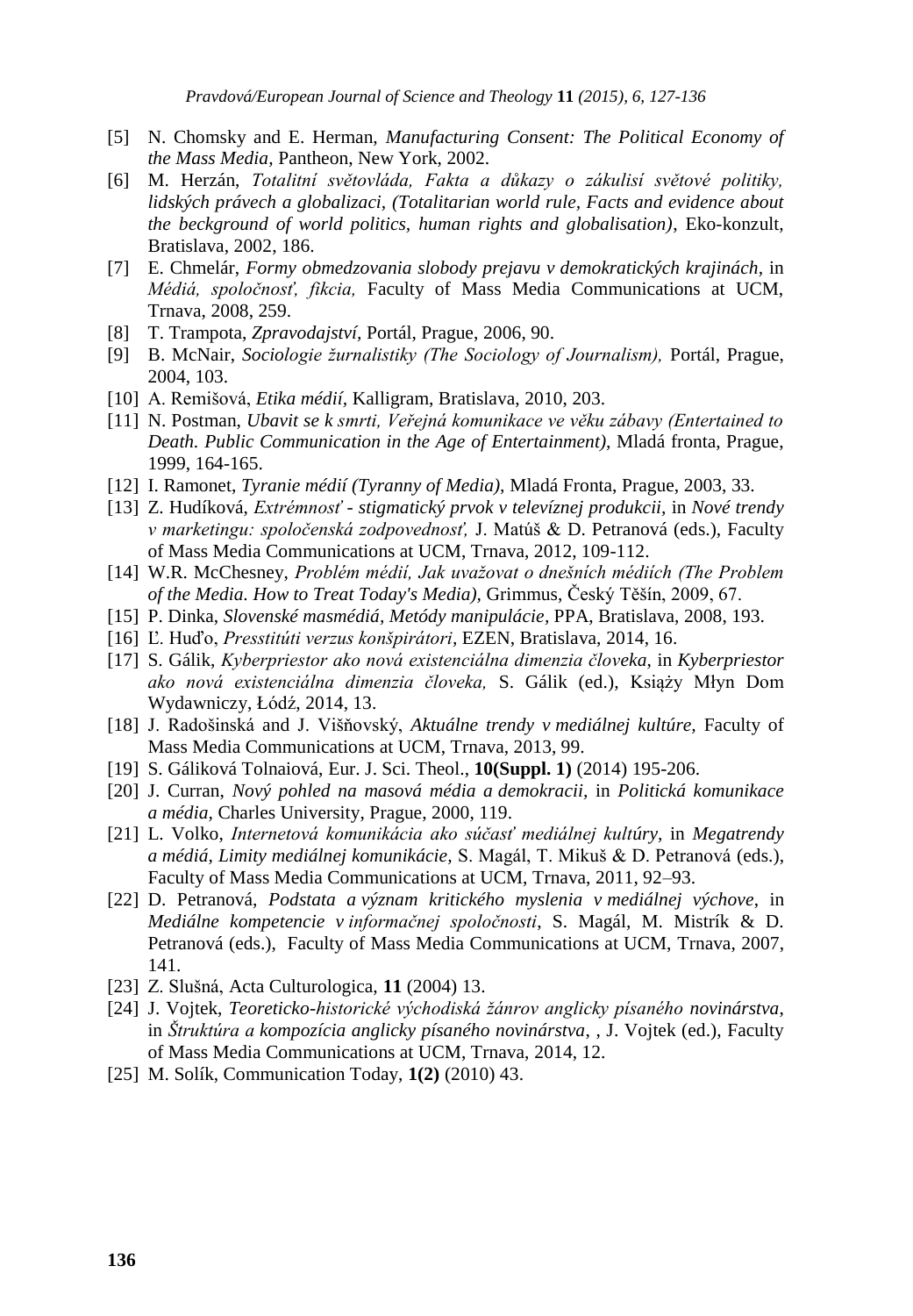[5] N. Chomsky and E. Herman, *Manufacturing Consent: The Political Economy of the Mass Media*, Pantheon, New York, 2002.

[6] M. Herzán, *Totalitní světovláda, Fakta a důkazy o zákulisí světové politiky, lidských právech a globalizaci, (Totalitarian world rule, Facts and evidence about the beckground of world politics, human rights and globalisation)*, Eko-konzult, Bratislava, 2002, 186.

[7] E. Chmelár, *Formy obmedzovania slobody prejavu v demokratických krajinách*, in *Médiá, spoločnosť, fikcia,* Faculty of Mass Media Communications at UCM, Trnava, 2008, 259.

[8] T. Trampota, *Zpravodajství*, Portál, Prague, 2006, 90.

[9] B. McNair, *Sociologie žurnalistiky (The Sociology of Journalism),* Portál, Prague, 2004, 103.

[10] A. Remišová, *Etika médií*, Kalligram, Bratislava, 2010, 203.

[11] N. Postman, *Ubavit se k smrti, Veřejná komunikace ve věku zábavy (Entertained to Death. Public Communication in the Age of Entertainment)*, Mladá fronta, Prague, 1999, 164-165.

[12] I. Ramonet, *Tyranie médií (Tyranny of Media)*, Mladá Fronta, Prague, 2003, 33.

[13] Z. Hudíková, *Extrémnosť - stigmatický prvok v televíznej produkcii,* in *Nové trendy v marketingu: spoločenská zodpovednosť,* J. Matúš & D. Petranová (eds.), Faculty of Mass Media Communications at UCM, Trnava, 2012, 109-112.

[14] W.R. McChesney, *Problém médií, Jak uvažovat o dnešních médiích (The Problem of the Media. How to Treat Today's Media)*, Grimmus, Český Těšín, 2009, 67.

[15] P. Dinka, *Slovenské masmédiá, Metódy manipulácie*, PPA, Bratislava, 2008, 193.

[16] Ľ. Huďo, *Presstitúti verzus konšpirátori*, EZEN, Bratislava, 2014, 16.

[17] S. Gálik, *Kyberpriestor ako nová existenciálna dimenzia človeka*, in *Kyberpriestor ako nová existenciálna dimenzia človeka,* S. Gálik (ed.), Książy Młyn Dom Wydawniczy, Łódź, 2014, 13.

[18] J. Radošinská and J. Višňovský, *Aktuálne trendy v mediálnej kultúre,* Faculty of Mass Media Communications at UCM, Trnava, 2013, 99.

[19] S. Gáliková Tolnaiová, Eur. J. Sci. Theol., **10(Suppl. 1)** (2014) 195-206.

[20] J. Curran, *Nový pohled na masová média a demokracii,* in *Politická komunikace a média*, Charles University, Prague, 2000, 119.

[21] L. Volko, *Internetová komunikácia ako súčasť mediálnej kultúry*, in *Megatrendy a médiá, Limity mediálnej komunikácie,* S. Magál, T. Mikuš & D. Petranová (eds.), Faculty of Mass Media Communications at UCM, Trnava, 2011, 92–93.

[22] D. Petranová, *Podstata a význam kritického myslenia v mediálnej výchove*, in *Mediálne kompetencie v informačnej spoločnosti*, S. Magál, M. Mistrík & D. Petranová (eds.), Faculty of Mass Media Communications at UCM, Trnava, 2007, 141.

[23] Z. Slušná, Acta Culturologica, **11** (2004) 13.

[24] J. Vojtek, *Teoreticko-historické východiská žánrov anglicky písaného novinárstva*, in *Štruktúra a kompozícia anglicky písaného novinárstva*, , J. Vojtek (ed.), Faculty of Mass Media Communications at UCM, Trnava, 2014, 12.

[25] M. Solík, Communication Today, **1(2)** (2010) 43.